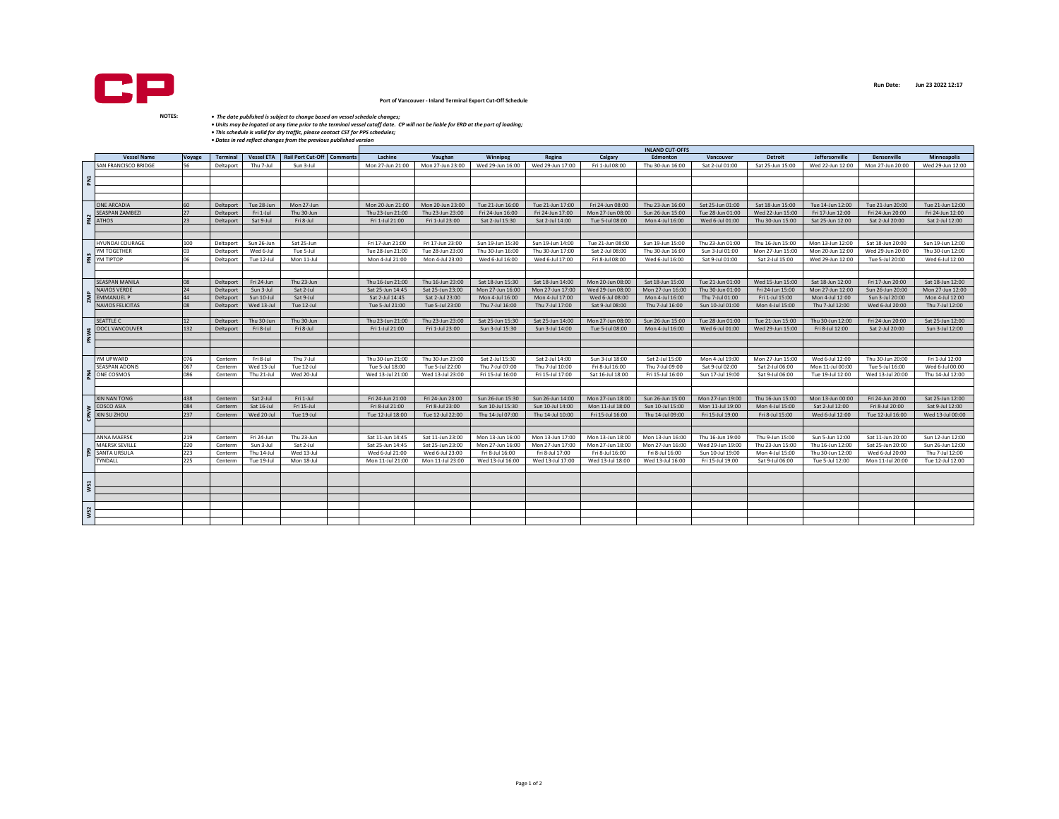Run Date: Jun 23 2022 12:17

**Port of Vancouver - Inland Terminal Export Cut-Off Schedule**

NOTES:

- *The date published is subject to change based on vessel schedule changes;*
- *Units may be ingated at any time prior to the terminal vessel cutoff date. CP will not be liable for ERD at the port of loading;*
- *This schedule is valid for dry traffic, please contact CST for PPS schedules;*
- *Dates in red reflect changes from the previous published version*

| | Vessel Name | Voyage | Terminal | Vessel ETA | Rail Port Cut-Off | Comments | INLAND CUT-OFFS Lachine | Vaughan | Winnipeg | Regina | Calgary | Edmonton | Vancouver | Detroit | Jeffersonville | Bensenville | Minneapolis |
|---|---|---|---|---|---|---|---|---|---|---|---|---|---|---|---|---|---|
| PN1 | SAN FRANCISCO BRIDGE | 56 | Deltaport | Thu 7-Jul | Sun 3-Jul | | Mon 27-Jun 21:00 | Mon 27-Jun 23:00 | Wed 29-Jun 16:00 | Wed 29-Jun 17:00 | Fri 1-Jul 08:00 | Thu 30-Jun 16:00 | Sat 2-Jul 01:00 | Sat 25-Jun 15:00 | Wed 22-Jun 12:00 | Mon 27-Jun 20:00 | Wed 29-Jun 12:00 |
| PN2 | ONE ARCADIA | 60 | Deltaport | Tue 28-Jun | Mon 27-Jun | | Mon 20-Jun 21:00 | Mon 20-Jun 23:00 | Tue 21-Jun 16:00 | Tue 21-Jun 17:00 | Fri 24-Jun 08:00 | Thu 23-Jun 16:00 | Sat 25-Jun 01:00 | Sat 18-Jun 15:00 | Tue 14-Jun 12:00 | Tue 21-Jun 20:00 | Tue 21-Jun 12:00 |
| PN2 | SEASPAN ZAMBEZI | 27 | Deltaport | Fri 1-Jul | Thu 30-Jun | | Thu 23-Jun 21:00 | Thu 23-Jun 23:00 | Fri 24-Jun 16:00 | Fri 24-Jun 17:00 | Mon 27-Jun 08:00 | Sun 26-Jun 15:00 | Tue 28-Jun 01:00 | Wed 22-Jun 15:00 | Fri 17-Jun 12:00 | Fri 24-Jun 20:00 | Fri 24-Jun 12:00 |
| PN2 | ATHOS | 23 | Deltaport | Sat 9-Jul | Fri 8-Jul | | Fri 1-Jul 21:00 | Fri 1-Jul 23:00 | Sat 2-Jul 15:30 | Sat 2-Jul 14:00 | Tue 5-Jul 08:00 | Mon 4-Jul 16:00 | Wed 6-Jul 01:00 | Thu 30-Jun 15:00 | Sat 25-Jun 12:00 | Sat 2-Jul 20:00 | Sat 2-Jul 12:00 |
| PN3 | HYUNDAI COURAGE | 100 | Deltaport | Sun 26-Jun | Sat 25-Jun | | Fri 17-Jun 21:00 | Fri 17-Jun 23:00 | Sun 19-Jun 15:30 | Sun 19-Jun 14:00 | Tue 21-Jun 08:00 | Sun 19-Jun 15:00 | Thu 23-Jun 01:00 | Thu 16-Jun 15:00 | Mon 13-Jun 12:00 | Sat 18-Jun 20:00 | Sun 19-Jun 12:00 |
| PN3 | YM TOGETHER | 03 | Deltaport | Wed 6-Jul | Tue 5-Jul | | Tue 28-Jun 21:00 | Tue 28-Jun 23:00 | Thu 30-Jun 16:00 | Thu 30-Jun 17:00 | Sat 2-Jul 08:00 | Thu 30-Jun 16:00 | Sun 3-Jul 01:00 | Mon 27-Jun 15:00 | Mon 20-Jun 12:00 | Wed 29-Jun 20:00 | Thu 30-Jun 12:00 |
| PN3 | YM TIPTOP | 06 | Deltaport | Tue 12-Jul | Mon 11-Jul | | Mon 4-Jul 21:00 | Mon 4-Jul 23:00 | Wed 6-Jul 16:00 | Wed 6-Jul 17:00 | Fri 8-Jul 08:00 | Wed 6-Jul 16:00 | Sat 9-Jul 01:00 | Sat 2-Jul 15:00 | Wed 29-Jun 12:00 | Tue 5-Jul 20:00 | Wed 6-Jul 12:00 |
| ZMP | SEASPAN MANILA | 08 | Deltaport | Fri 24-Jun | Thu 23-Jun | | Thu 16-Jun 21:00 | Thu 16-Jun 23:00 | Sat 18-Jun 15:30 | Sat 18-Jun 14:00 | Mon 20-Jun 08:00 | Sat 18-Jun 15:00 | Tue 21-Jun 01:00 | Wed 15-Jun 15:00 | Sat 18-Jun 12:00 | Fri 17-Jun 20:00 | Sat 18-Jun 12:00 |
| ZMP | NAVIOS VERDE | 24 | Deltaport | Sun 3-Jul | Sat 2-Jul | | Sat 25-Jun 14:45 | Sat 25-Jun 23:00 | Mon 27-Jun 16:00 | Mon 27-Jun 17:00 | Wed 29-Jun 08:00 | Mon 27-Jun 16:00 | Thu 30-Jun 01:00 | Fri 24-Jun 15:00 | Mon 27-Jun 12:00 | Sun 26-Jun 20:00 | Mon 27-Jun 12:00 |
| ZMP | EMMANUEL P | 44 | Deltaport | Sun 10-Jul | Sat 9-Jul | | Sat 2-Jul 14:45 | Sat 2-Jul 23:00 | Mon 4-Jul 16:00 | Mon 4-Jul 17:00 | Wed 6-Jul 08:00 | Mon 4-Jul 16:00 | Thu 7-Jul 01:00 | Fri 1-Jul 15:00 | Mon 4-Jul 12:00 | Sun 3-Jul 20:00 | Mon 4-Jul 12:00 |
| ZMP | NAVIOS FELICITAS | 08 | Deltaport | Wed 13-Jul | Tue 12-Jul | | Tue 5-Jul 21:00 | Tue 5-Jul 23:00 | Thu 7-Jul 16:00 | Thu 7-Jul 17:00 | Sat 9-Jul 08:00 | Thu 7-Jul 16:00 | Sun 10-Jul 01:00 | Mon 4-Jul 15:00 | Thu 7-Jul 12:00 | Wed 6-Jul 20:00 | Thu 7-Jul 12:00 |
| PNW4 | SEATTLE C | 12 | Deltaport | Thu 30-Jun | Thu 30-Jun | | Thu 23-Jun 21:00 | Thu 23-Jun 23:00 | Sat 25-Jun 15:30 | Sat 25-Jun 14:00 | Mon 27-Jun 08:00 | Sun 26-Jun 15:00 | Tue 28-Jun 01:00 | Tue 21-Jun 15:00 | Thu 30-Jun 12:00 | Fri 24-Jun 20:00 | Sat 25-Jun 12:00 |
| PNW4 | OOCL VANCOUVER | 132 | Deltaport | Fri 8-Jul | Fri 8-Jul | | Fri 1-Jul 21:00 | Fri 1-Jul 23:00 | Sun 3-Jul 15:30 | Sun 3-Jul 14:00 | Tue 5-Jul 08:00 | Mon 4-Jul 16:00 | Wed 6-Jul 01:00 | Wed 29-Jun 15:00 | Fri 8-Jul 12:00 | Sat 2-Jul 20:00 | Sun 3-Jul 12:00 |
| PN4 | YM UPWARD | 076 | Centerm | Fri 8-Jul | Thu 7-Jul | | Thu 30-Jun 21:00 | Thu 30-Jun 23:00 | Sat 2-Jul 15:30 | Sat 2-Jul 14:00 | Sun 3-Jul 18:00 | Sat 2-Jul 15:00 | Mon 4-Jul 19:00 | Mon 27-Jun 15:00 | Wed 6-Jul 12:00 | Thu 30-Jun 20:00 | Fri 1-Jul 12:00 |
| PN4 | SEASPAN ADONIS | 067 | Centerm | Wed 13-Jul | Tue 12-Jul | | Tue 5-Jul 18:00 | Tue 5-Jul 22:00 | Thu 7-Jul 07:00 | Thu 7-Jul 10:00 | Fri 8-Jul 16:00 | Thu 7-Jul 09:00 | Sat 9-Jul 02:00 | Sat 2-Jul 06:00 | Mon 11-Jul 00:00 | Tue 5-Jul 16:00 | Wed 6-Jul 00:00 |
| PN4 | ONE COSMOS | 086 | Centerm | Thu 21-Jul | Wed 20-Jul | | Wed 13-Jul 21:00 | Wed 13-Jul 23:00 | Fri 15-Jul 16:00 | Fri 15-Jul 17:00 | Sat 16-Jul 18:00 | Fri 15-Jul 16:00 | Sun 17-Jul 19:00 | Sat 9-Jul 06:00 | Tue 19-Jul 12:00 | Wed 13-Jul 20:00 | Thu 14-Jul 12:00 |
| CPNW | XIN NAN TONG | 438 | Centerm | Sat 2-Jul | Fri 1-Jul | | Fri 24-Jun 21:00 | Fri 24-Jun 23:00 | Sun 26-Jun 15:30 | Sun 26-Jun 14:00 | Mon 27-Jun 18:00 | Sun 26-Jun 15:00 | Mon 27-Jun 19:00 | Thu 16-Jun 15:00 | Mon 13-Jun 00:00 | Fri 24-Jun 20:00 | Sat 25-Jun 12:00 |
| CPNW | COSCO ASIA | 084 | Centerm | Sat 16-Jul | Fri 15-Jul | | Fri 8-Jul 21:00 | Fri 8-Jul 23:00 | Sun 10-Jul 15:30 | Sun 10-Jul 14:00 | Mon 11-Jul 18:00 | Sun 10-Jul 15:00 | Mon 11-Jul 19:00 | Mon 4-Jul 15:00 | Sat 2-Jul 12:00 | Fri 8-Jul 20:00 | Sat 9-Jul 12:00 |
| CPNW | XIN SU ZHOU | 237 | Centerm | Wed 20-Jul | Tue 19-Jul | | Tue 12-Jul 18:00 | Tue 12-Jul 22:00 | Thu 14-Jul 07:00 | Thu 14-Jul 10:00 | Fri 15-Jul 16:00 | Thu 14-Jul 09:00 | Fri 15-Jul 19:00 | Fri 8-Jul 15:00 | Wed 6-Jul 12:00 | Tue 12-Jul 16:00 | Wed 13-Jul 00:00 |
| TP9 | ANNA MAERSK | 219 | Centerm | Fri 24-Jun | Thu 23-Jun | | Sat 11-Jun 14:45 | Sat 11-Jun 23:00 | Mon 13-Jun 16:00 | Mon 13-Jun 17:00 | Mon 13-Jun 18:00 | Mon 13-Jun 16:00 | Thu 16-Jun 19:00 | Thu 9-Jun 15:00 | Sun 5-Jun 12:00 | Sat 11-Jun 20:00 | Sun 12-Jun 12:00 |
| TP9 | MAERSK SEVILLE | 220 | Centerm | Sun 3-Jul | Sat 2-Jul | | Sat 25-Jun 14:45 | Sat 25-Jun 23:00 | Mon 27-Jun 16:00 | Mon 27-Jun 17:00 | Mon 27-Jun 18:00 | Mon 27-Jun 16:00 | Wed 29-Jun 19:00 | Thu 23-Jun 15:00 | Thu 16-Jun 12:00 | Sat 25-Jun 20:00 | Sun 26-Jun 12:00 |
| TP9 | SANTA URSULA | 223 | Centerm | Thu 14-Jul | Wed 13-Jul | | Wed 6-Jul 21:00 | Wed 6-Jul 23:00 | Fri 8-Jul 16:00 | Fri 8-Jul 17:00 | Fri 8-Jul 16:00 | Fri 8-Jul 16:00 | Sun 10-Jul 19:00 | Mon 4-Jul 15:00 | Thu 30-Jun 12:00 | Wed 6-Jul 20:00 | Thu 7-Jul 12:00 |
| TP9 | TYNDALL | 225 | Centerm | Tue 19-Jul | Mon 18-Jul | | Mon 11-Jul 21:00 | Mon 11-Jul 23:00 | Wed 13-Jul 16:00 | Wed 13-Jul 17:00 | Wed 13-Jul 18:00 | Wed 13-Jul 16:00 | Fri 15-Jul 19:00 | Sat 9-Jul 06:00 | Tue 5-Jul 12:00 | Mon 11-Jul 20:00 | Tue 12-Jul 12:00 |
| WS1 | | | | | | | | | | | | | | | | | |
| WS2 | | | | | | | | | | | | | | | | | |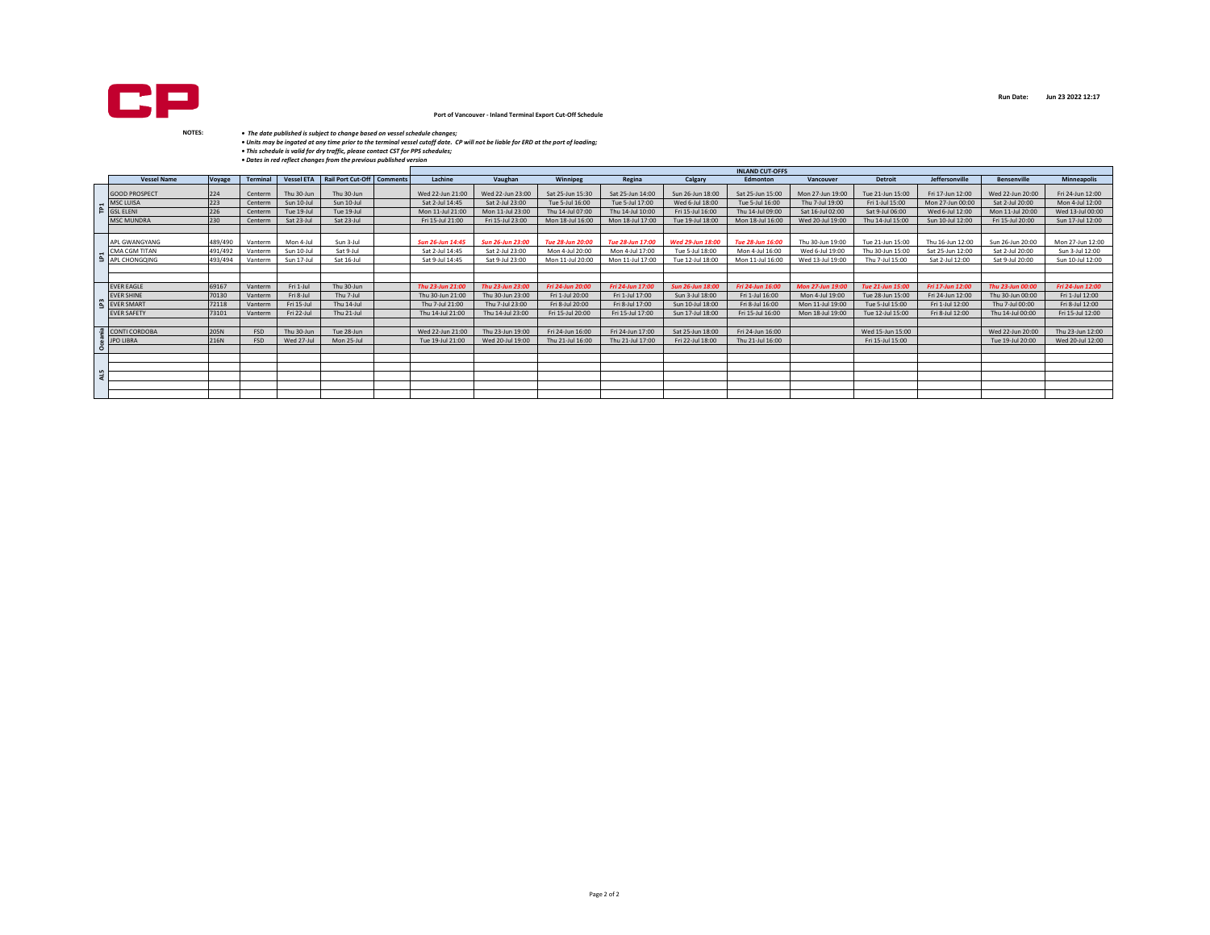CP

**Run Date:** Jun 23 2022 12:17

**Port of Vancouver - Inland Terminal Export Cut-Off Schedule**

**NOTES:**

- *The date published is subject to change based on vessel schedule changes;*
- *Units may be ingated at any time prior to the terminal vessel cutoff date. CP will not be liable for ERD at the port of loading;*
- *This schedule is valid for dry traffic, please contact CST for PPS schedules;*
- *Dates in red reflect changes from the previous published version*

| | | | | | | | INLAND CUT-OFFS | | | | | | | | | | | |
|---|---|---|---|---|---|---|---|---|---|---|---|---|---|---|---|---|---|---|
| | Vessel Name | Voyage | Terminal | Vessel ETA | Rail Port Cut-Off | Comments | Lachine | Vaughan | Winnipeg | Regina | Calgary | Edmonton | Vancouver | Detroit | Jeffersonville | Bensenville | Minneapolis |
| TP1 | GOOD PROSPECT | 224 | Centerm | Thu 30-Jun | Thu 30-Jun | | Wed 22-Jun 21:00 | Wed 22-Jun 23:00 | Sat 25-Jun 15:30 | Sat 25-Jun 14:00 | Sun 26-Jun 18:00 | Sat 25-Jun 15:00 | Mon 27-Jun 19:00 | Tue 21-Jun 15:00 | Fri 17-Jun 12:00 | Wed 22-Jun 20:00 | Fri 24-Jun 12:00 |
| TP1 | MSC LUISA | 223 | Centerm | Sun 10-Jul | Sun 10-Jul | | Sat 2-Jul 14:45 | Sat 2-Jul 23:00 | Tue 5-Jul 16:00 | Tue 5-Jul 17:00 | Wed 6-Jul 18:00 | Tue 5-Jul 16:00 | Thu 7-Jul 19:00 | Fri 1-Jul 15:00 | Mon 27-Jun 00:00 | Sat 2-Jul 20:00 | Mon 4-Jul 12:00 |
| TP1 | GSL ELENI | 226 | Centerm | Tue 19-Jul | Tue 19-Jul | | Mon 11-Jul 21:00 | Mon 11-Jul 23:00 | Thu 14-Jul 07:00 | Thu 14-Jul 10:00 | Fri 15-Jul 16:00 | Thu 14-Jul 09:00 | Sat 16-Jul 02:00 | Sat 9-Jul 06:00 | Wed 6-Jul 12:00 | Mon 11-Jul 20:00 | Wed 13-Jul 00:00 |
| TP1 | MSC MUNDRA | 230 | Centerm | Sat 23-Jul | Sat 23-Jul | | Fri 15-Jul 21:00 | Fri 15-Jul 23:00 | Mon 18-Jul 16:00 | Mon 18-Jul 17:00 | Tue 19-Jul 18:00 | Mon 18-Jul 16:00 | Wed 20-Jul 19:00 | Thu 14-Jul 15:00 | Sun 10-Jul 12:00 | Fri 15-Jul 20:00 | Sun 17-Jul 12:00 |
| IP1 | APL GWANGYANG | 489/490 | Vanterm | Mon 4-Jul | Sun 3-Jul | | *Sun 26-Jun 14:45* | *Sun 26-Jun 23:00* | *Tue 28-Jun 20:00* | *Tue 28-Jun 17:00* | *Wed 29-Jun 18:00* | *Tue 28-Jun 16:00* | Thu 30-Jun 19:00 | Tue 21-Jun 15:00 | Thu 16-Jun 12:00 | Sun 26-Jun 20:00 | Mon 27-Jun 12:00 |
| IP1 | CMA CGM TITAN | 491/492 | Vanterm | Sun 10-Jul | Sat 9-Jul | | Sat 2-Jul 14:45 | Sat 2-Jul 23:00 | Mon 4-Jul 20:00 | Mon 4-Jul 17:00 | Tue 5-Jul 18:00 | Mon 4-Jul 16:00 | Wed 6-Jul 19:00 | Thu 30-Jun 15:00 | Sat 25-Jun 12:00 | Sat 2-Jul 20:00 | Sun 3-Jul 12:00 |
| IP1 | APL CHONGQING | 493/494 | Vanterm | Sun 17-Jul | Sat 16-Jul | | Sat 9-Jul 14:45 | Sat 9-Jul 23:00 | Mon 11-Jul 20:00 | Mon 11-Jul 17:00 | Tue 12-Jul 18:00 | Mon 11-Jul 16:00 | Wed 13-Jul 19:00 | Thu 7-Jul 15:00 | Sat 2-Jul 12:00 | Sat 9-Jul 20:00 | Sun 10-Jul 12:00 |
| IP3 | EVER EAGLE | 69167 | Vanterm | Fri 1-Jul | Thu 30-Jun | | *Thu 23-Jun 21:00* | *Thu 23-Jun 23:00* | *Fri 24-Jun 20:00* | *Fri 24-Jun 17:00* | *Sun 26-Jun 18:00* | *Fri 24-Jun 16:00* | *Mon 27-Jun 19:00* | *Tue 21-Jun 15:00* | *Fri 17-Jun 12:00* | *Thu 23-Jun 00:00* | *Fri 24-Jun 12:00* |
| IP3 | EVER SHINE | 70130 | Vanterm | Fri 8-Jul | Thu 7-Jul | | Thu 30-Jun 21:00 | Thu 30-Jun 23:00 | Fri 1-Jul 20:00 | Fri 1-Jul 17:00 | Sun 3-Jul 18:00 | Fri 1-Jul 16:00 | Mon 4-Jul 19:00 | Tue 28-Jun 15:00 | Fri 24-Jun 12:00 | Thu 30-Jun 00:00 | Fri 1-Jul 12:00 |
| IP3 | EVER SMART | 72118 | Vanterm | Fri 15-Jul | Thu 14-Jul | | Thu 7-Jul 21:00 | Thu 7-Jul 23:00 | Fri 8-Jul 20:00 | Fri 8-Jul 17:00 | Sun 10-Jul 18:00 | Fri 8-Jul 16:00 | Mon 11-Jul 19:00 | Tue 5-Jul 15:00 | Fri 1-Jul 12:00 | Thu 7-Jul 00:00 | Fri 8-Jul 12:00 |
| IP3 | EVER SAFETY | 73101 | Vanterm | Fri 22-Jul | Thu 21-Jul | | Thu 14-Jul 21:00 | Thu 14-Jul 23:00 | Fri 15-Jul 20:00 | Fri 15-Jul 17:00 | Sun 17-Jul 18:00 | Fri 15-Jul 16:00 | Mon 18-Jul 19:00 | Tue 12-Jul 15:00 | Fri 8-Jul 12:00 | Thu 14-Jul 00:00 | Fri 15-Jul 12:00 |
| Oceania | CONTI CORDOBA | 205N | FSD | Thu 30-Jun | Tue 28-Jun | | Wed 22-Jun 21:00 | Thu 23-Jun 19:00 | Fri 24-Jun 16:00 | Fri 24-Jun 17:00 | Sat 25-Jun 18:00 | Fri 24-Jun 16:00 | | Wed 15-Jun 15:00 | | Wed 22-Jun 20:00 | Thu 23-Jun 12:00 |
| Oceania | JPO LIBRA | 216N | FSD | Wed 27-Jul | Mon 25-Jul | | Tue 19-Jul 21:00 | Wed 20-Jul 19:00 | Thu 21-Jul 16:00 | Thu 21-Jul 17:00 | Fri 22-Jul 18:00 | Thu 21-Jul 16:00 | | Fri 15-Jul 15:00 | | Tue 19-Jul 20:00 | Wed 20-Jul 12:00 |
| AL5 | | | | | | | | | | | | | | | | | |